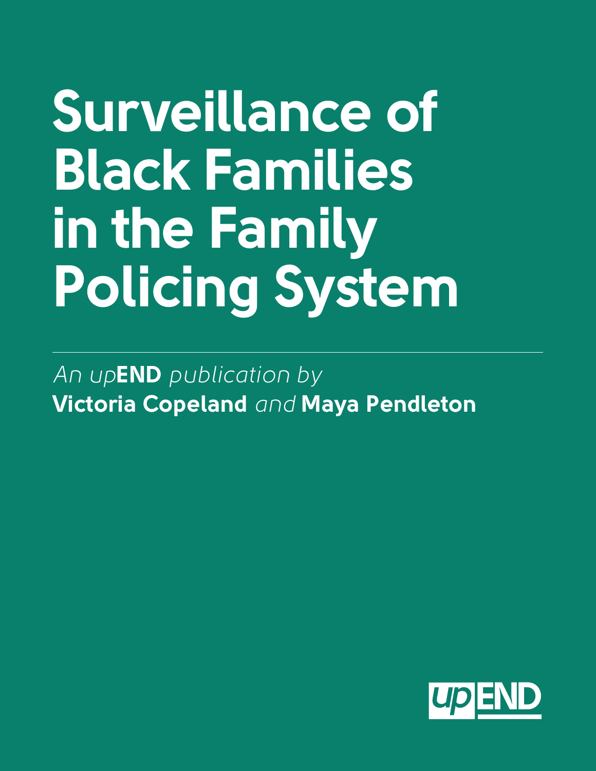# Surveillance of Black Families in the Family Policing System

*An up***END** *publication by*
**Victoria Copeland** *and* **Maya Pendleton**

upEND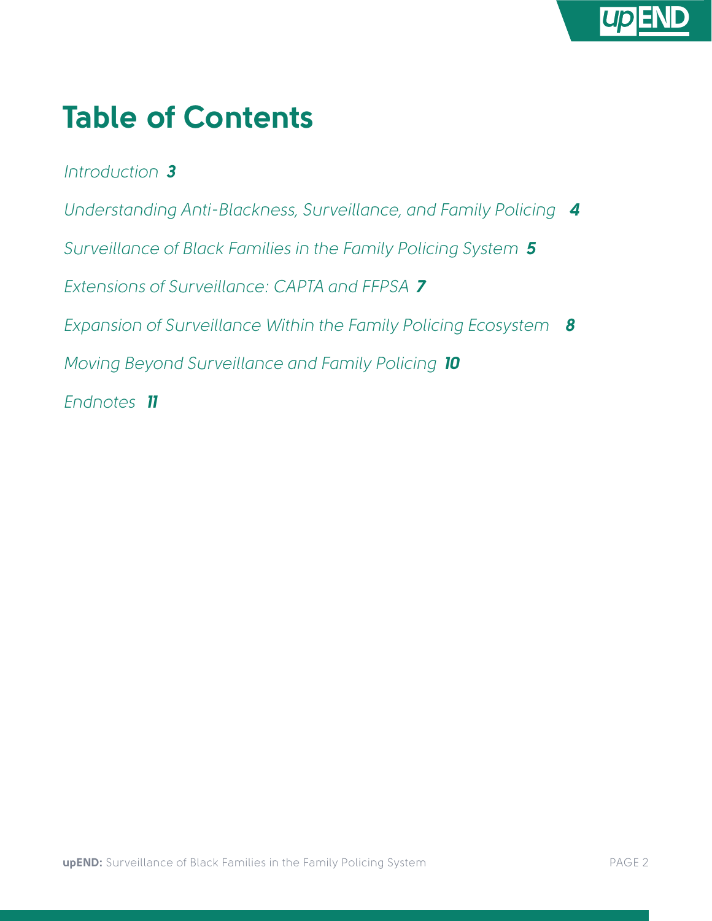# Table of Contents

*Introduction* ***3***

*Understanding Anti-Blackness, Surveillance, and Family Policing* ***4***

*Surveillance of Black Families in the Family Policing System* ***5***

*Extensions of Surveillance: CAPTA and FFPSA* ***7***

*Expansion of Surveillance Within the Family Policing Ecosystem* ***8***

*Moving Beyond Surveillance and Family Policing* ***10***

*Endnotes* ***11***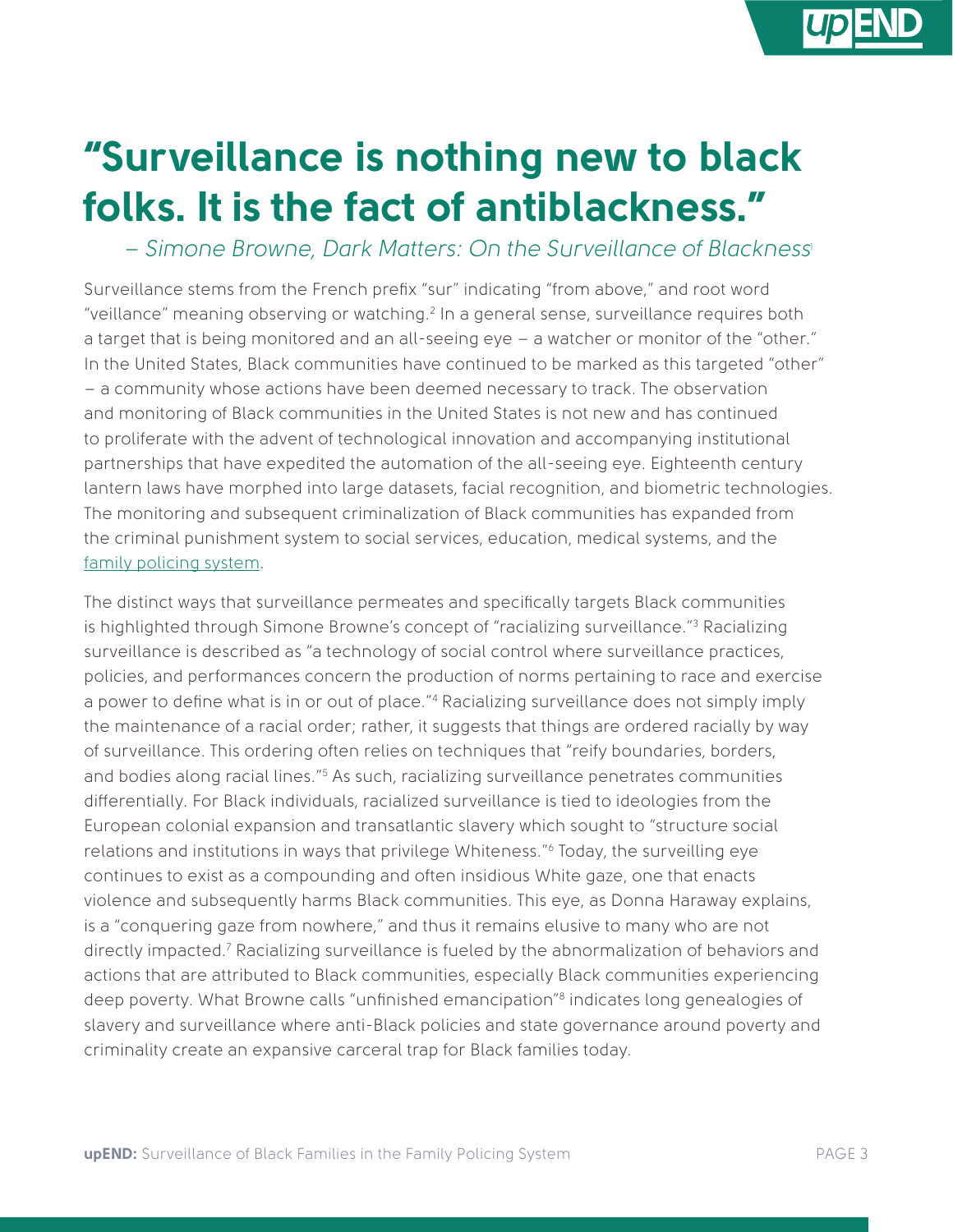# "Surveillance is nothing new to black folks. It is the fact of antiblackness."

*– Simone Browne, Dark Matters: On the Surveillance of Blackness*[1]

Surveillance stems from the French prefix "sur" indicating "from above," and root word "veillance" meaning observing or watching.[2] In a general sense, surveillance requires both a target that is being monitored and an all-seeing eye – a watcher or monitor of the "other." In the United States, Black communities have continued to be marked as this targeted "other" – a community whose actions have been deemed necessary to track. The observation and monitoring of Black communities in the United States is not new and has continued to proliferate with the advent of technological innovation and accompanying institutional partnerships that have expedited the automation of the all-seeing eye. Eighteenth century lantern laws have morphed into large datasets, facial recognition, and biometric technologies. The monitoring and subsequent criminalization of Black communities has expanded from the criminal punishment system to social services, education, medical systems, and the family policing system.

The distinct ways that surveillance permeates and specifically targets Black communities is highlighted through Simone Browne's concept of "racializing surveillance."[3] Racializing surveillance is described as "a technology of social control where surveillance practices, policies, and performances concern the production of norms pertaining to race and exercise a power to define what is in or out of place."[4] Racializing surveillance does not simply imply the maintenance of a racial order; rather, it suggests that things are ordered racially by way of surveillance. This ordering often relies on techniques that "reify boundaries, borders, and bodies along racial lines."[5] As such, racializing surveillance penetrates communities differentially. For Black individuals, racialized surveillance is tied to ideologies from the European colonial expansion and transatlantic slavery which sought to "structure social relations and institutions in ways that privilege Whiteness."[6] Today, the surveilling eye continues to exist as a compounding and often insidious White gaze, one that enacts violence and subsequently harms Black communities. This eye, as Donna Haraway explains, is a "conquering gaze from nowhere," and thus it remains elusive to many who are not directly impacted.[7] Racializing surveillance is fueled by the abnormalization of behaviors and actions that are attributed to Black communities, especially Black communities experiencing deep poverty. What Browne calls "unfinished emancipation"[8] indicates long genealogies of slavery and surveillance where anti-Black policies and state governance around poverty and criminality create an expansive carceral trap for Black families today.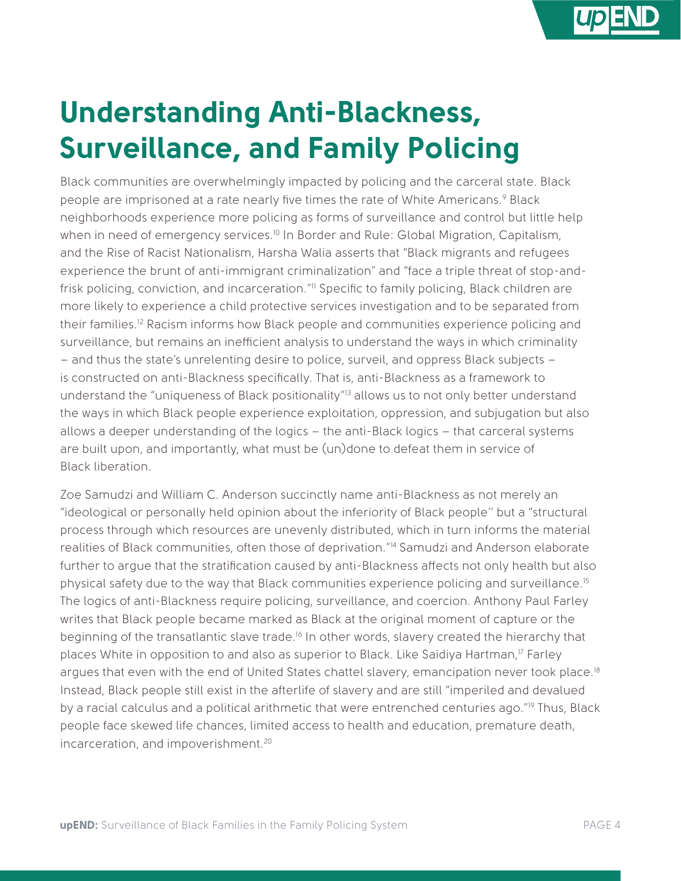# Understanding Anti-Blackness, Surveillance, and Family Policing

Black communities are overwhelmingly impacted by policing and the carceral state. Black people are imprisoned at a rate nearly five times the rate of White Americans.[9] Black neighborhoods experience more policing as forms of surveillance and control but little help when in need of emergency services.[10] In Border and Rule: Global Migration, Capitalism, and the Rise of Racist Nationalism, Harsha Walia asserts that "Black migrants and refugees experience the brunt of anti-immigrant criminalization" and "face a triple threat of stop-and-frisk policing, conviction, and incarceration."[11] Specific to family policing, Black children are more likely to experience a child protective services investigation and to be separated from their families.[12] Racism informs how Black people and communities experience policing and surveillance, but remains an inefficient analysis to understand the ways in which criminality – and thus the state's unrelenting desire to police, surveil, and oppress Black subjects – is constructed on anti-Blackness specifically. That is, anti-Blackness as a framework to understand the "uniqueness of Black positionality"[13] allows us to not only better understand the ways in which Black people experience exploitation, oppression, and subjugation but also allows a deeper understanding of the logics – the anti-Black logics – that carceral systems are built upon, and importantly, what must be (un)done to defeat them in service of Black liberation.

Zoe Samudzi and William C. Anderson succinctly name anti-Blackness as not merely an "ideological or personally held opinion about the inferiority of Black people'' but a "structural process through which resources are unevenly distributed, which in turn informs the material realities of Black communities, often those of deprivation."[14] Samudzi and Anderson elaborate further to argue that the stratification caused by anti-Blackness affects not only health but also physical safety due to the way that Black communities experience policing and surveillance.[15] The logics of anti-Blackness require policing, surveillance, and coercion. Anthony Paul Farley writes that Black people became marked as Black at the original moment of capture or the beginning of the transatlantic slave trade.[16] In other words, slavery created the hierarchy that places White in opposition to and also as superior to Black. Like Saidiya Hartman,[17] Farley argues that even with the end of United States chattel slavery, emancipation never took place.[18] Instead, Black people still exist in the afterlife of slavery and are still "imperiled and devalued by a racial calculus and a political arithmetic that were entrenched centuries ago."[19] Thus, Black people face skewed life chances, limited access to health and education, premature death, incarceration, and impoverishment.[20]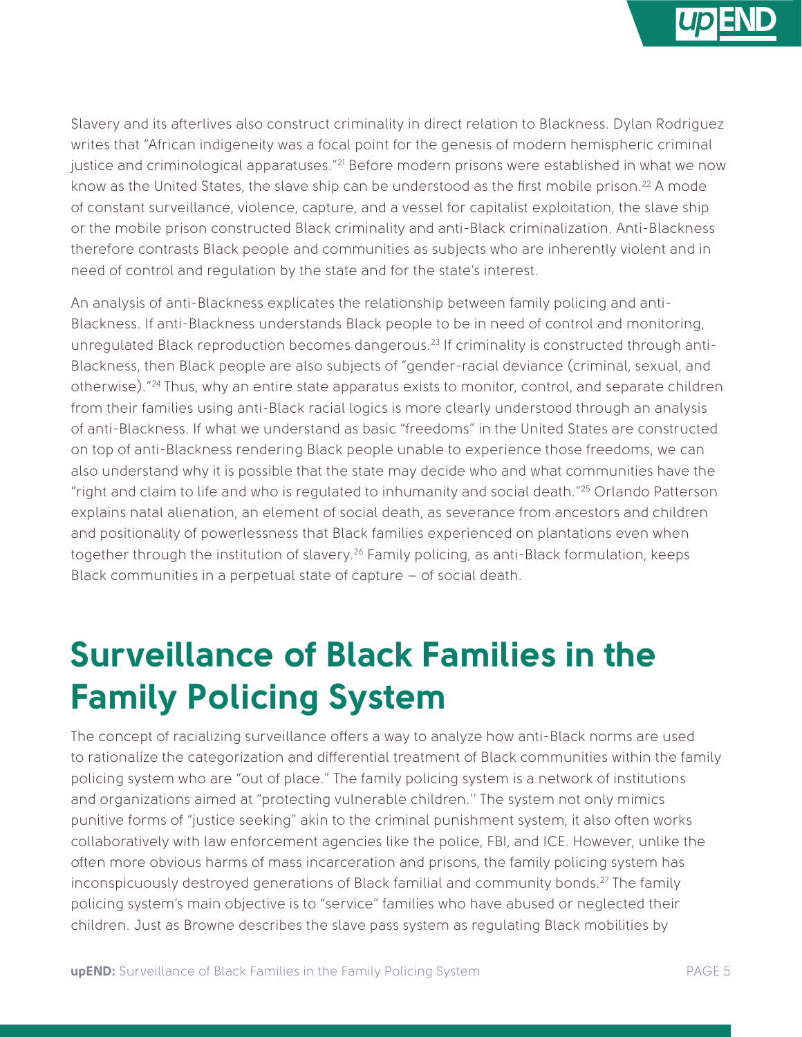Slavery and its afterlives also construct criminality in direct relation to Blackness. Dylan Rodriguez writes that "African indigeneity was a focal point for the genesis of modern hemispheric criminal justice and criminological apparatuses."[21] Before modern prisons were established in what we now know as the United States, the slave ship can be understood as the first mobile prison.[22] A mode of constant surveillance, violence, capture, and a vessel for capitalist exploitation, the slave ship or the mobile prison constructed Black criminality and anti-Black criminalization. Anti-Blackness therefore contrasts Black people and communities as subjects who are inherently violent and in need of control and regulation by the state and for the state's interest.

An analysis of anti-Blackness explicates the relationship between family policing and anti-Blackness. If anti-Blackness understands Black people to be in need of control and monitoring, unregulated Black reproduction becomes dangerous.[23] If criminality is constructed through anti-Blackness, then Black people are also subjects of "gender-racial deviance (criminal, sexual, and otherwise)."[24] Thus, why an entire state apparatus exists to monitor, control, and separate children from their families using anti-Black racial logics is more clearly understood through an analysis of anti-Blackness. If what we understand as basic "freedoms" in the United States are constructed on top of anti-Blackness rendering Black people unable to experience those freedoms, we can also understand why it is possible that the state may decide who and what communities have the "right and claim to life and who is regulated to inhumanity and social death."[25] Orlando Patterson explains natal alienation, an element of social death, as severance from ancestors and children and positionality of powerlessness that Black families experienced on plantations even when together through the institution of slavery.[26] Family policing, as anti-Black formulation, keeps Black communities in a perpetual state of capture – of social death.

# Surveillance of Black Families in the Family Policing System

The concept of racializing surveillance offers a way to analyze how anti-Black norms are used to rationalize the categorization and differential treatment of Black communities within the family policing system who are "out of place." The family policing system is a network of institutions and organizations aimed at "protecting vulnerable children.'' The system not only mimics punitive forms of "justice seeking" akin to the criminal punishment system, it also often works collaboratively with law enforcement agencies like the police, FBI, and ICE. However, unlike the often more obvious harms of mass incarceration and prisons, the family policing system has inconspicuously destroyed generations of Black familial and community bonds.[27] The family policing system's main objective is to "service" families who have abused or neglected their children. Just as Browne describes the slave pass system as regulating Black mobilities by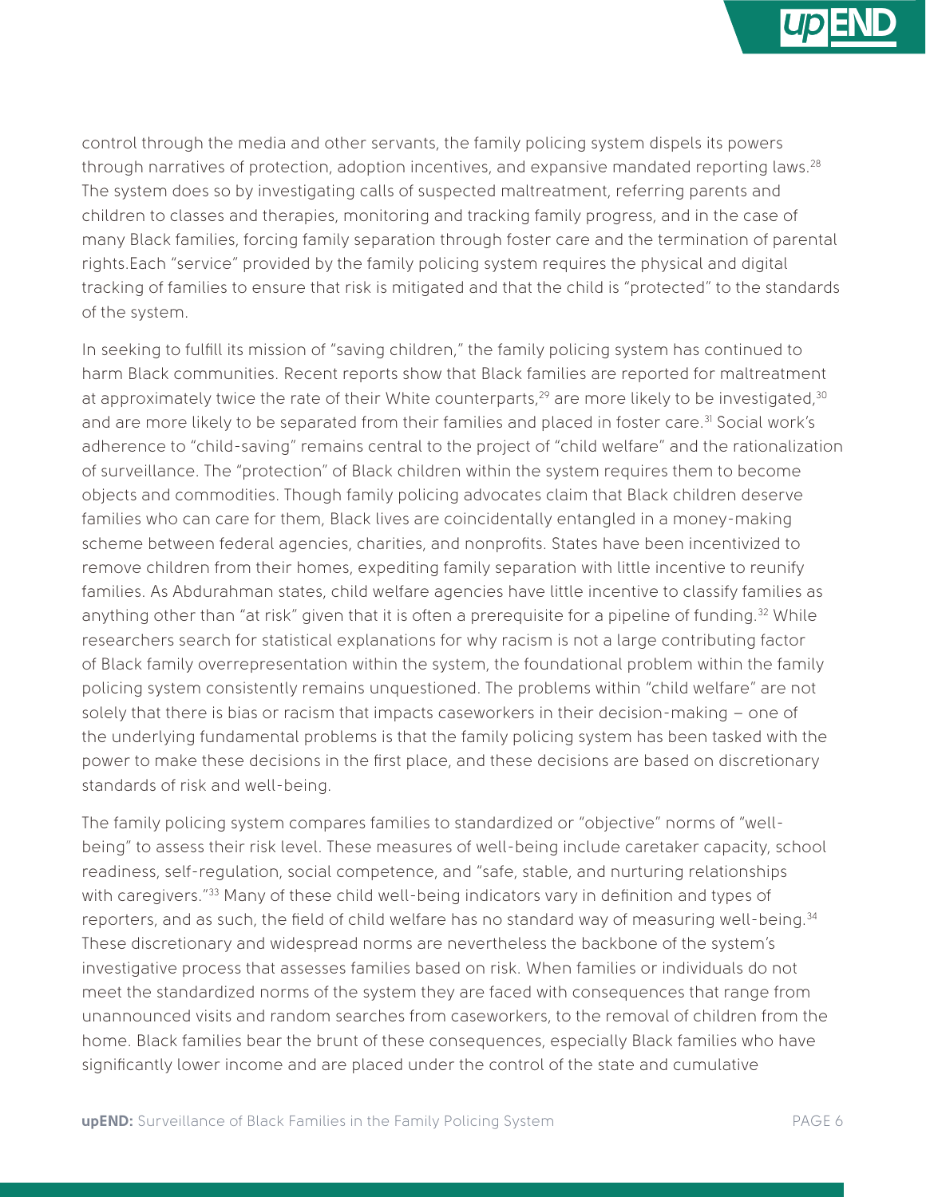control through the media and other servants, the family policing system dispels its powers through narratives of protection, adoption incentives, and expansive mandated reporting laws.[28] The system does so by investigating calls of suspected maltreatment, referring parents and children to classes and therapies, monitoring and tracking family progress, and in the case of many Black families, forcing family separation through foster care and the termination of parental rights.Each "service" provided by the family policing system requires the physical and digital tracking of families to ensure that risk is mitigated and that the child is "protected" to the standards of the system.

In seeking to fulfill its mission of "saving children," the family policing system has continued to harm Black communities. Recent reports show that Black families are reported for maltreatment at approximately twice the rate of their White counterparts,[29] are more likely to be investigated,[30] and are more likely to be separated from their families and placed in foster care.[31] Social work's adherence to "child-saving" remains central to the project of "child welfare" and the rationalization of surveillance. The "protection" of Black children within the system requires them to become objects and commodities. Though family policing advocates claim that Black children deserve families who can care for them, Black lives are coincidentally entangled in a money-making scheme between federal agencies, charities, and nonprofits. States have been incentivized to remove children from their homes, expediting family separation with little incentive to reunify families. As Abdurahman states, child welfare agencies have little incentive to classify families as anything other than "at risk" given that it is often a prerequisite for a pipeline of funding.[32] While researchers search for statistical explanations for why racism is not a large contributing factor of Black family overrepresentation within the system, the foundational problem within the family policing system consistently remains unquestioned. The problems within "child welfare" are not solely that there is bias or racism that impacts caseworkers in their decision-making – one of the underlying fundamental problems is that the family policing system has been tasked with the power to make these decisions in the first place, and these decisions are based on discretionary standards of risk and well-being.

The family policing system compares families to standardized or "objective" norms of "well-being" to assess their risk level. These measures of well-being include caretaker capacity, school readiness, self-regulation, social competence, and "safe, stable, and nurturing relationships with caregivers."[33] Many of these child well-being indicators vary in definition and types of reporters, and as such, the field of child welfare has no standard way of measuring well-being.[34] These discretionary and widespread norms are nevertheless the backbone of the system's investigative process that assesses families based on risk. When families or individuals do not meet the standardized norms of the system they are faced with consequences that range from unannounced visits and random searches from caseworkers, to the removal of children from the home. Black families bear the brunt of these consequences, especially Black families who have significantly lower income and are placed under the control of the state and cumulative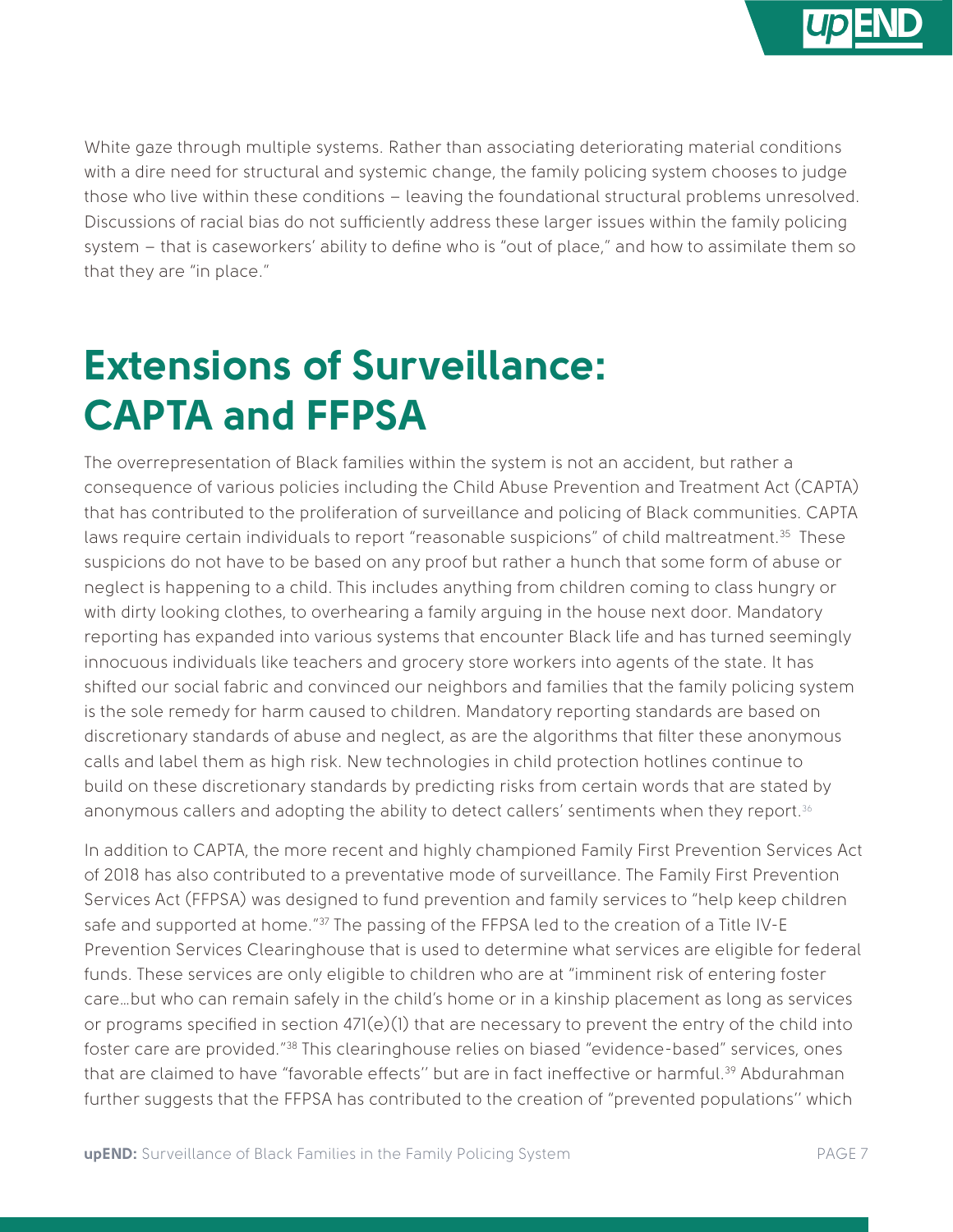White gaze through multiple systems. Rather than associating deteriorating material conditions with a dire need for structural and systemic change, the family policing system chooses to judge those who live within these conditions – leaving the foundational structural problems unresolved. Discussions of racial bias do not sufficiently address these larger issues within the family policing system – that is caseworkers' ability to define who is "out of place," and how to assimilate them so that they are "in place."

## Extensions of Surveillance: CAPTA and FFPSA

The overrepresentation of Black families within the system is not an accident, but rather a consequence of various policies including the Child Abuse Prevention and Treatment Act (CAPTA) that has contributed to the proliferation of surveillance and policing of Black communities. CAPTA laws require certain individuals to report "reasonable suspicions" of child maltreatment.[35] These suspicions do not have to be based on any proof but rather a hunch that some form of abuse or neglect is happening to a child. This includes anything from children coming to class hungry or with dirty looking clothes, to overhearing a family arguing in the house next door. Mandatory reporting has expanded into various systems that encounter Black life and has turned seemingly innocuous individuals like teachers and grocery store workers into agents of the state. It has shifted our social fabric and convinced our neighbors and families that the family policing system is the sole remedy for harm caused to children. Mandatory reporting standards are based on discretionary standards of abuse and neglect, as are the algorithms that filter these anonymous calls and label them as high risk. New technologies in child protection hotlines continue to build on these discretionary standards by predicting risks from certain words that are stated by anonymous callers and adopting the ability to detect callers' sentiments when they report.[36]

In addition to CAPTA, the more recent and highly championed Family First Prevention Services Act of 2018 has also contributed to a preventative mode of surveillance. The Family First Prevention Services Act (FFPSA) was designed to fund prevention and family services to "help keep children safe and supported at home."[37] The passing of the FFPSA led to the creation of a Title IV-E Prevention Services Clearinghouse that is used to determine what services are eligible for federal funds. These services are only eligible to children who are at "imminent risk of entering foster care…but who can remain safely in the child's home or in a kinship placement as long as services or programs specified in section 471(e)(1) that are necessary to prevent the entry of the child into foster care are provided."[38] This clearinghouse relies on biased "evidence-based" services, ones that are claimed to have "favorable effects'' but are in fact ineffective or harmful.[39] Abdurahman further suggests that the FFPSA has contributed to the creation of "prevented populations'' which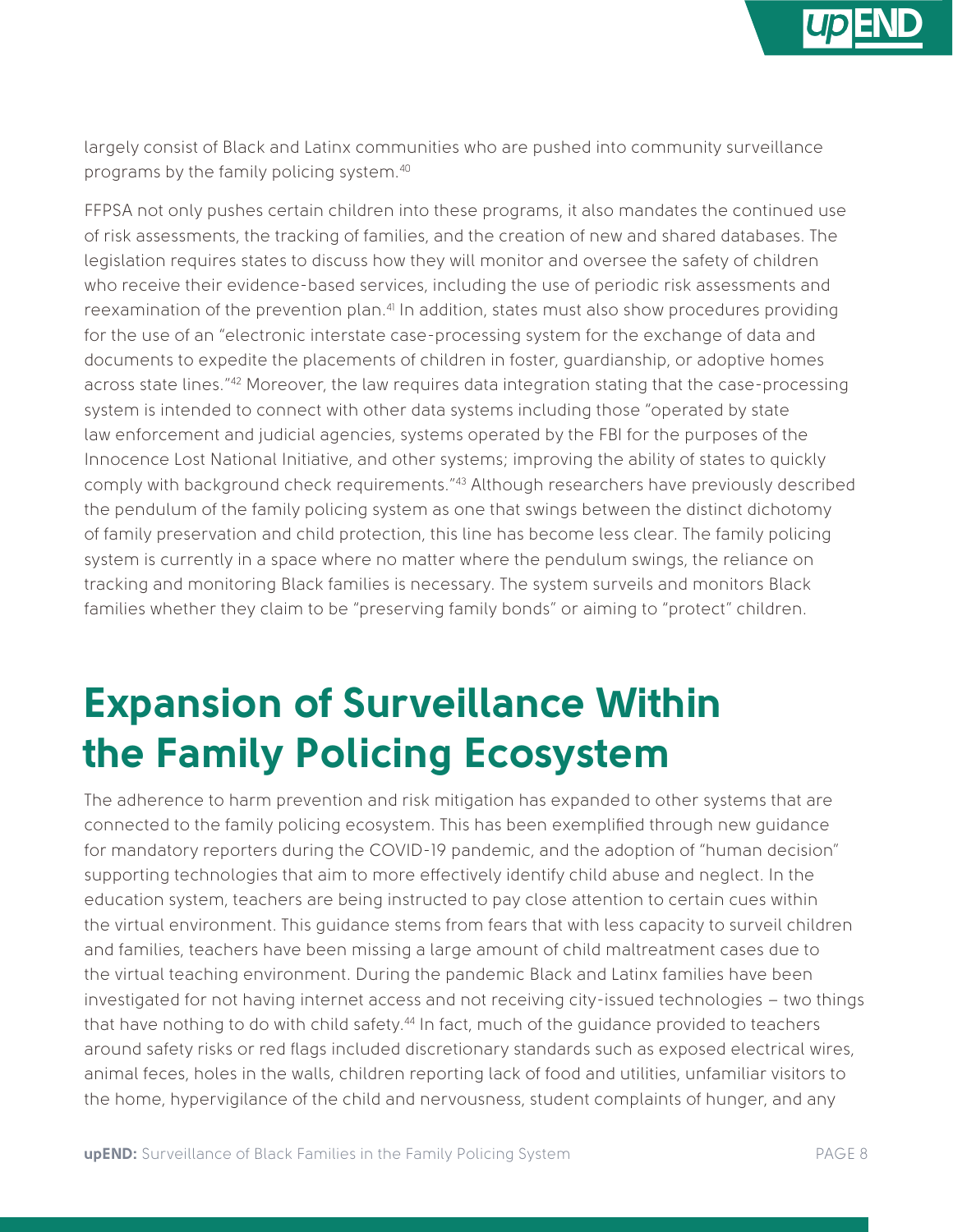largely consist of Black and Latinx communities who are pushed into community surveillance programs by the family policing system.[40]

FFPSA not only pushes certain children into these programs, it also mandates the continued use of risk assessments, the tracking of families, and the creation of new and shared databases. The legislation requires states to discuss how they will monitor and oversee the safety of children who receive their evidence-based services, including the use of periodic risk assessments and reexamination of the prevention plan.[41] In addition, states must also show procedures providing for the use of an "electronic interstate case-processing system for the exchange of data and documents to expedite the placements of children in foster, guardianship, or adoptive homes across state lines."[42] Moreover, the law requires data integration stating that the case-processing system is intended to connect with other data systems including those "operated by state law enforcement and judicial agencies, systems operated by the FBI for the purposes of the Innocence Lost National Initiative, and other systems; improving the ability of states to quickly comply with background check requirements."[43] Although researchers have previously described the pendulum of the family policing system as one that swings between the distinct dichotomy of family preservation and child protection, this line has become less clear. The family policing system is currently in a space where no matter where the pendulum swings, the reliance on tracking and monitoring Black families is necessary. The system surveils and monitors Black families whether they claim to be "preserving family bonds" or aiming to "protect" children.

# Expansion of Surveillance Within the Family Policing Ecosystem

The adherence to harm prevention and risk mitigation has expanded to other systems that are connected to the family policing ecosystem. This has been exemplified through new guidance for mandatory reporters during the COVID-19 pandemic, and the adoption of "human decision" supporting technologies that aim to more effectively identify child abuse and neglect. In the education system, teachers are being instructed to pay close attention to certain cues within the virtual environment. This guidance stems from fears that with less capacity to surveil children and families, teachers have been missing a large amount of child maltreatment cases due to the virtual teaching environment. During the pandemic Black and Latinx families have been investigated for not having internet access and not receiving city-issued technologies – two things that have nothing to do with child safety.[44] In fact, much of the guidance provided to teachers around safety risks or red flags included discretionary standards such as exposed electrical wires, animal feces, holes in the walls, children reporting lack of food and utilities, unfamiliar visitors to the home, hypervigilance of the child and nervousness, student complaints of hunger, and any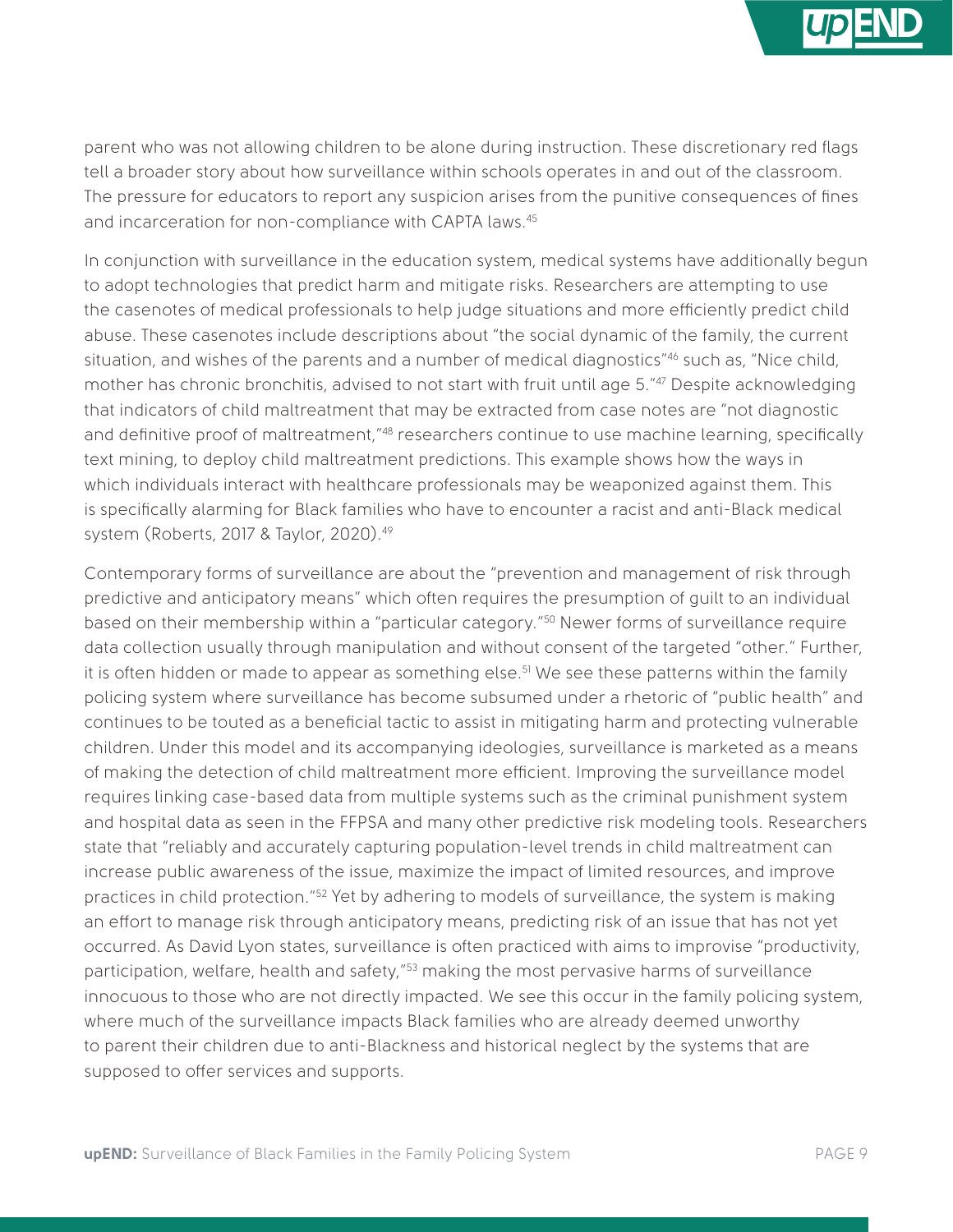parent who was not allowing children to be alone during instruction. These discretionary red flags tell a broader story about how surveillance within schools operates in and out of the classroom. The pressure for educators to report any suspicion arises from the punitive consequences of fines and incarceration for non-compliance with CAPTA laws.[45]

In conjunction with surveillance in the education system, medical systems have additionally begun to adopt technologies that predict harm and mitigate risks. Researchers are attempting to use the casenotes of medical professionals to help judge situations and more efficiently predict child abuse. These casenotes include descriptions about "the social dynamic of the family, the current situation, and wishes of the parents and a number of medical diagnostics"[46] such as, "Nice child, mother has chronic bronchitis, advised to not start with fruit until age 5."[47] Despite acknowledging that indicators of child maltreatment that may be extracted from case notes are "not diagnostic and definitive proof of maltreatment,"[48] researchers continue to use machine learning, specifically text mining, to deploy child maltreatment predictions. This example shows how the ways in which individuals interact with healthcare professionals may be weaponized against them. This is specifically alarming for Black families who have to encounter a racist and anti-Black medical system (Roberts, 2017 & Taylor, 2020).[49]

Contemporary forms of surveillance are about the "prevention and management of risk through predictive and anticipatory means" which often requires the presumption of guilt to an individual based on their membership within a "particular category."[50] Newer forms of surveillance require data collection usually through manipulation and without consent of the targeted "other." Further, it is often hidden or made to appear as something else.[51] We see these patterns within the family policing system where surveillance has become subsumed under a rhetoric of "public health" and continues to be touted as a beneficial tactic to assist in mitigating harm and protecting vulnerable children. Under this model and its accompanying ideologies, surveillance is marketed as a means of making the detection of child maltreatment more efficient. Improving the surveillance model requires linking case-based data from multiple systems such as the criminal punishment system and hospital data as seen in the FFPSA and many other predictive risk modeling tools. Researchers state that "reliably and accurately capturing population-level trends in child maltreatment can increase public awareness of the issue, maximize the impact of limited resources, and improve practices in child protection."[52] Yet by adhering to models of surveillance, the system is making an effort to manage risk through anticipatory means, predicting risk of an issue that has not yet occurred. As David Lyon states, surveillance is often practiced with aims to improvise "productivity, participation, welfare, health and safety,"[53] making the most pervasive harms of surveillance innocuous to those who are not directly impacted. We see this occur in the family policing system, where much of the surveillance impacts Black families who are already deemed unworthy to parent their children due to anti-Blackness and historical neglect by the systems that are supposed to offer services and supports.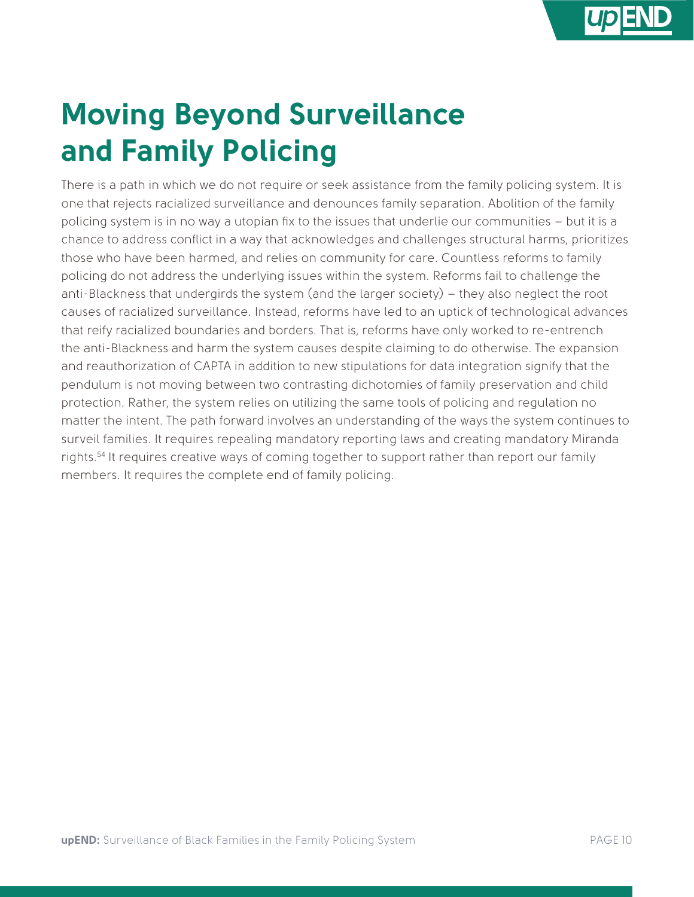# Moving Beyond Surveillance and Family Policing

There is a path in which we do not require or seek assistance from the family policing system. It is one that rejects racialized surveillance and denounces family separation. Abolition of the family policing system is in no way a utopian fix to the issues that underlie our communities – but it is a chance to address conflict in a way that acknowledges and challenges structural harms, prioritizes those who have been harmed, and relies on community for care. Countless reforms to family policing do not address the underlying issues within the system. Reforms fail to challenge the anti-Blackness that undergirds the system (and the larger society) – they also neglect the root causes of racialized surveillance. Instead, reforms have led to an uptick of technological advances that reify racialized boundaries and borders. That is, reforms have only worked to re-entrench the anti-Blackness and harm the system causes despite claiming to do otherwise. The expansion and reauthorization of CAPTA in addition to new stipulations for data integration signify that the pendulum is not moving between two contrasting dichotomies of family preservation and child protection. Rather, the system relies on utilizing the same tools of policing and regulation no matter the intent. The path forward involves an understanding of the ways the system continues to surveil families. It requires repealing mandatory reporting laws and creating mandatory Miranda rights.[54] It requires creative ways of coming together to support rather than report our family members. It requires the complete end of family policing.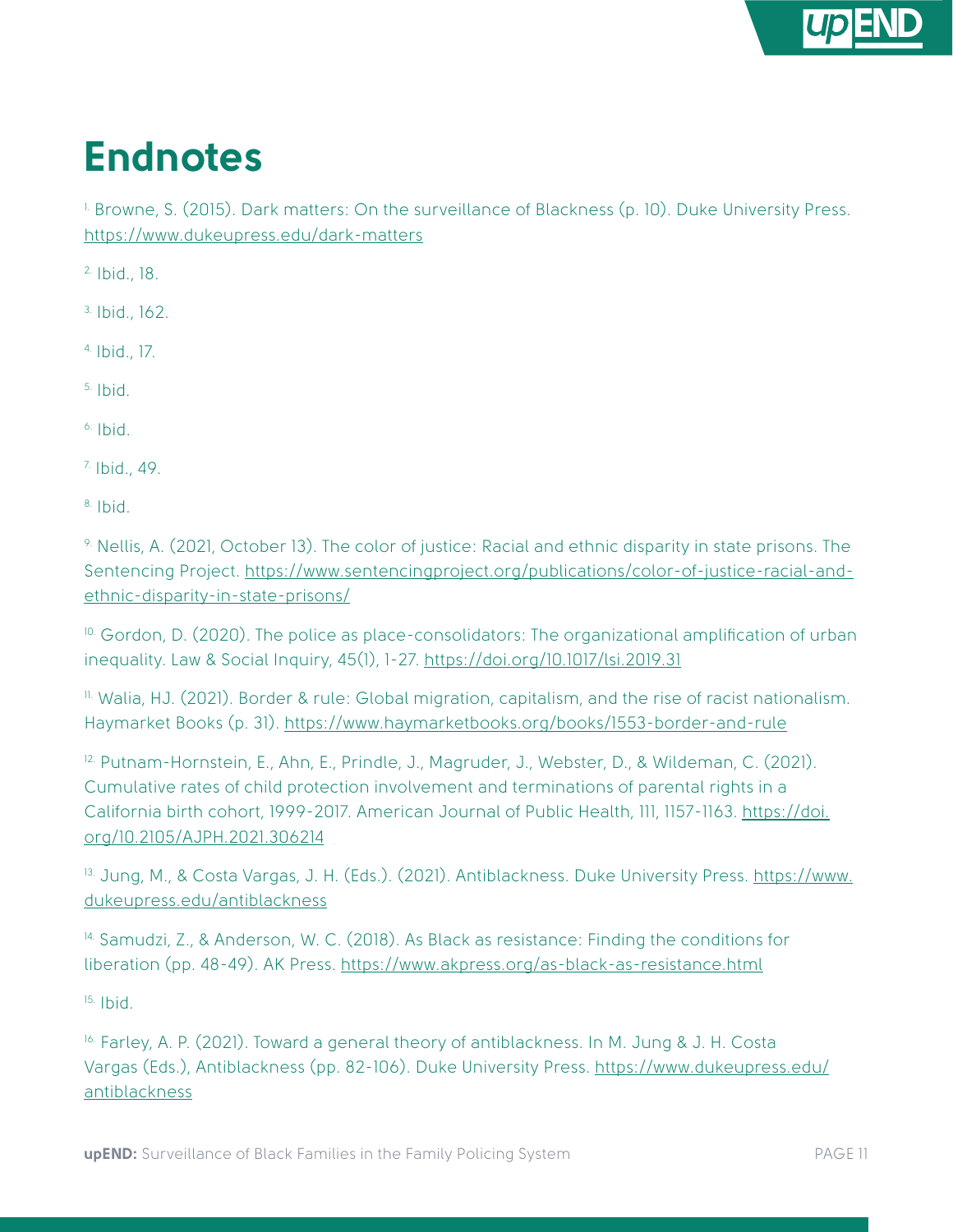# Endnotes

[1] Browne, S. (2015). Dark matters: On the surveillance of Blackness (p. 10). Duke University Press. https://www.dukeupress.edu/dark-matters

[2] Ibid., 18.

[3] Ibid., 162.

[4] Ibid., 17.

[5] Ibid.

[6] Ibid.

[7] Ibid., 49.

[8] Ibid.

[9] Nellis, A. (2021, October 13). The color of justice: Racial and ethnic disparity in state prisons. The Sentencing Project. https://www.sentencingproject.org/publications/color-of-justice-racial-and-ethnic-disparity-in-state-prisons/

[10] Gordon, D. (2020). The police as place-consolidators: The organizational amplification of urban inequality. Law & Social Inquiry, 45(1), 1-27. https://doi.org/10.1017/lsi.2019.31

[11] Walia, HJ. (2021). Border & rule: Global migration, capitalism, and the rise of racist nationalism. Haymarket Books (p. 31). https://www.haymarketbooks.org/books/1553-border-and-rule

[12] Putnam-Hornstein, E., Ahn, E., Prindle, J., Magruder, J., Webster, D., & Wildeman, C. (2021). Cumulative rates of child protection involvement and terminations of parental rights in a California birth cohort, 1999-2017. American Journal of Public Health, 111, 1157-1163. https://doi.org/10.2105/AJPH.2021.306214

[13] Jung, M., & Costa Vargas, J. H. (Eds.). (2021). Antiblackness. Duke University Press. https://www.dukeupress.edu/antiblackness

[14] Samudzi, Z., & Anderson, W. C. (2018). As Black as resistance: Finding the conditions for liberation (pp. 48-49). AK Press. https://www.akpress.org/as-black-as-resistance.html

[15] Ibid.

[16] Farley, A. P. (2021). Toward a general theory of antiblackness. In M. Jung & J. H. Costa Vargas (Eds.), Antiblackness (pp. 82-106). Duke University Press. https://www.dukeupress.edu/antiblackness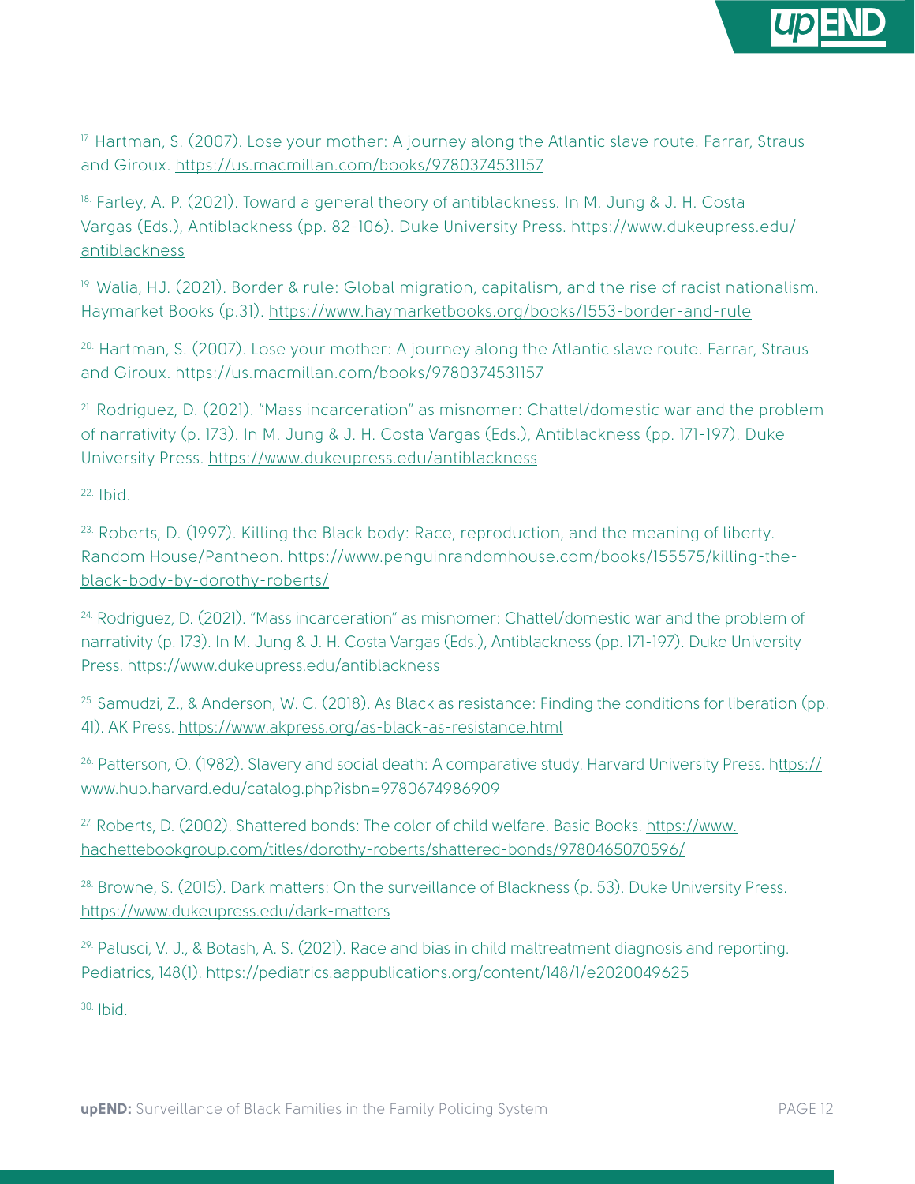17. Hartman, S. (2007). Lose your mother: A journey along the Atlantic slave route. Farrar, Straus and Giroux. https://us.macmillan.com/books/9780374531157

18. Farley, A. P. (2021). Toward a general theory of antiblackness. In M. Jung & J. H. Costa Vargas (Eds.), Antiblackness (pp. 82-106). Duke University Press. https://www.dukeupress.edu/antiblackness

19. Walia, HJ. (2021). Border & rule: Global migration, capitalism, and the rise of racist nationalism. Haymarket Books (p.31). https://www.haymarketbooks.org/books/1553-border-and-rule

20. Hartman, S. (2007). Lose your mother: A journey along the Atlantic slave route. Farrar, Straus and Giroux. https://us.macmillan.com/books/9780374531157

21. Rodriguez, D. (2021). "Mass incarceration" as misnomer: Chattel/domestic war and the problem of narrativity (p. 173). In M. Jung & J. H. Costa Vargas (Eds.), Antiblackness (pp. 171-197). Duke University Press. https://www.dukeupress.edu/antiblackness

22. Ibid.

23. Roberts, D. (1997). Killing the Black body: Race, reproduction, and the meaning of liberty. Random House/Pantheon. https://www.penguinrandomhouse.com/books/155575/killing-the-black-body-by-dorothy-roberts/

24. Rodriguez, D. (2021). "Mass incarceration" as misnomer: Chattel/domestic war and the problem of narrativity (p. 173). In M. Jung & J. H. Costa Vargas (Eds.), Antiblackness (pp. 171-197). Duke University Press. https://www.dukeupress.edu/antiblackness

25. Samudzi, Z., & Anderson, W. C. (2018). As Black as resistance: Finding the conditions for liberation (pp. 41). AK Press. https://www.akpress.org/as-black-as-resistance.html

26. Patterson, O. (1982). Slavery and social death: A comparative study. Harvard University Press. https://www.hup.harvard.edu/catalog.php?isbn=9780674986909

27. Roberts, D. (2002). Shattered bonds: The color of child welfare. Basic Books. https://www.hachettebookgroup.com/titles/dorothy-roberts/shattered-bonds/9780465070596/

28. Browne, S. (2015). Dark matters: On the surveillance of Blackness (p. 53). Duke University Press. https://www.dukeupress.edu/dark-matters

29. Palusci, V. J., & Botash, A. S. (2021). Race and bias in child maltreatment diagnosis and reporting. Pediatrics, 148(1). https://pediatrics.aappublications.org/content/148/1/e2020049625

30. Ibid.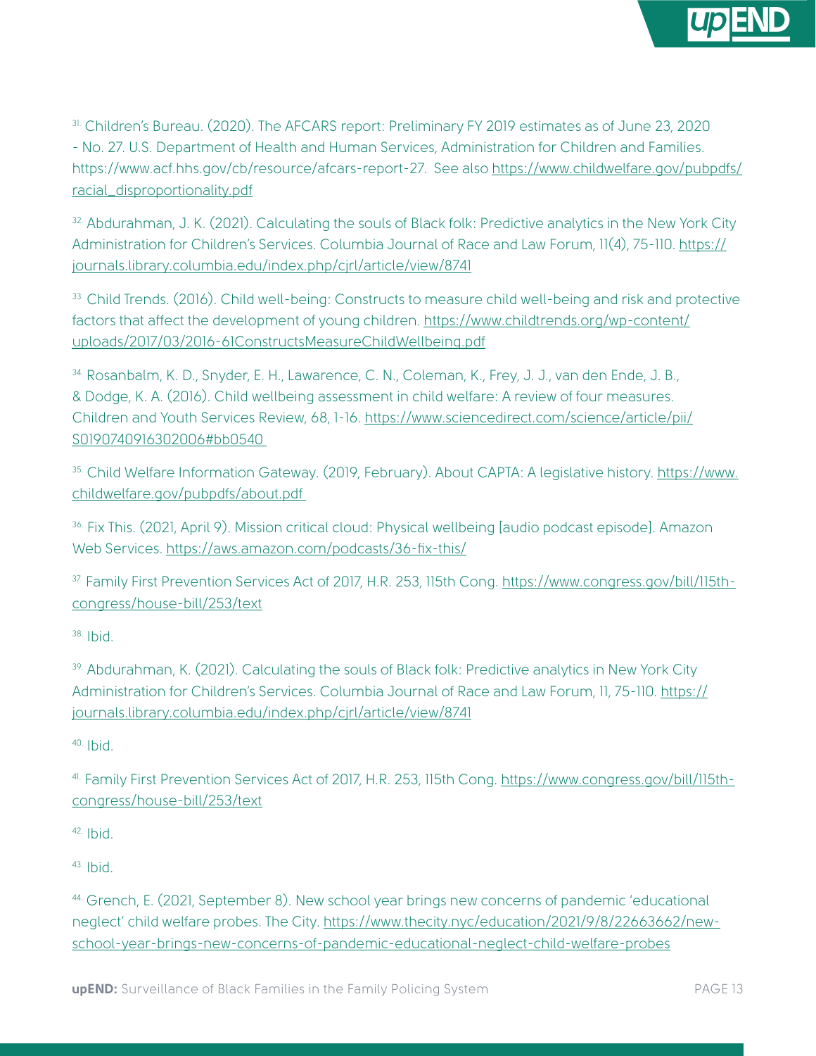[31.] Children's Bureau. (2020). The AFCARS report: Preliminary FY 2019 estimates as of June 23, 2020 - No. 27. U.S. Department of Health and Human Services, Administration for Children and Families. https://www.acf.hhs.gov/cb/resource/afcars-report-27. See also https://www.childwelfare.gov/pubpdfs/racial_disproportionality.pdf

[32.] Abdurahman, J. K. (2021). Calculating the souls of Black folk: Predictive analytics in the New York City Administration for Children's Services. Columbia Journal of Race and Law Forum, 11(4), 75-110. https://journals.library.columbia.edu/index.php/cjrl/article/view/8741

[33.] Child Trends. (2016). Child well-being: Constructs to measure child well-being and risk and protective factors that affect the development of young children. https://www.childtrends.org/wp-content/uploads/2017/03/2016-61ConstructsMeasureChildWellbeing.pdf

[34.] Rosanbalm, K. D., Snyder, E. H., Lawarence, C. N., Coleman, K., Frey, J. J., van den Ende, J. B., & Dodge, K. A. (2016). Child wellbeing assessment in child welfare: A review of four measures. Children and Youth Services Review, 68, 1-16. https://www.sciencedirect.com/science/article/pii/S0190740916302006#bb0540

[35.] Child Welfare Information Gateway. (2019, February). About CAPTA: A legislative history. https://www.childwelfare.gov/pubpdfs/about.pdf

[36.] Fix This. (2021, April 9). Mission critical cloud: Physical wellbeing [audio podcast episode]. Amazon Web Services. https://aws.amazon.com/podcasts/36-fix-this/

[37.] Family First Prevention Services Act of 2017, H.R. 253, 115th Cong. https://www.congress.gov/bill/115th-congress/house-bill/253/text

[38.] Ibid.

[39.] Abdurahman, K. (2021). Calculating the souls of Black folk: Predictive analytics in New York City Administration for Children's Services. Columbia Journal of Race and Law Forum, 11, 75-110. https://journals.library.columbia.edu/index.php/cjrl/article/view/8741

[40.] Ibid.

[41.] Family First Prevention Services Act of 2017, H.R. 253, 115th Cong. https://www.congress.gov/bill/115th-congress/house-bill/253/text

[42.] Ibid.

[43.] Ibid.

[44.] Grench, E. (2021, September 8). New school year brings new concerns of pandemic 'educational neglect' child welfare probes. The City. https://www.thecity.nyc/education/2021/9/8/22663662/new-school-year-brings-new-concerns-of-pandemic-educational-neglect-child-welfare-probes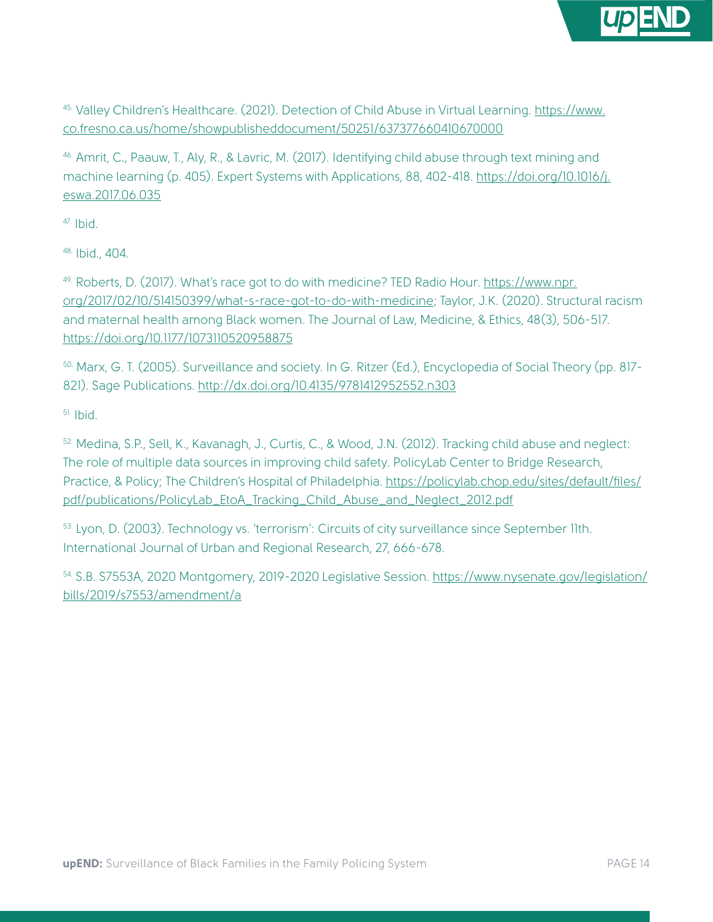[45] Valley Children's Healthcare. (2021). Detection of Child Abuse in Virtual Learning. https://www.co.fresno.ca.us/home/showpublisheddocument/50251/637377660410670000

[46] Amrit, C., Paauw, T., Aly, R., & Lavric, M. (2017). Identifying child abuse through text mining and machine learning (p. 405). Expert Systems with Applications, 88, 402-418. https://doi.org/10.1016/j.eswa.2017.06.035

[47] Ibid.

[48] Ibid., 404.

[49] Roberts, D. (2017). What's race got to do with medicine? TED Radio Hour. https://www.npr.org/2017/02/10/514150399/what-s-race-got-to-do-with-medicine; Taylor, J.K. (2020). Structural racism and maternal health among Black women. The Journal of Law, Medicine, & Ethics, 48(3), 506-517. https://doi.org/10.1177/1073110520958875

[50] Marx, G. T. (2005). Surveillance and society. In G. Ritzer (Ed.), Encyclopedia of Social Theory (pp. 817-821). Sage Publications. http://dx.doi.org/10.4135/9781412952552.n303

[51] Ibid.

[52] Medina, S.P., Sell, K., Kavanagh, J., Curtis, C., & Wood, J.N. (2012). Tracking child abuse and neglect: The role of multiple data sources in improving child safety. PolicyLab Center to Bridge Research, Practice, & Policy; The Children's Hospital of Philadelphia. https://policylab.chop.edu/sites/default/files/pdf/publications/PolicyLab_EtoA_Tracking_Child_Abuse_and_Neglect_2012.pdf

[53] Lyon, D. (2003). Technology vs. 'terrorism': Circuits of city surveillance since September 11th. International Journal of Urban and Regional Research, 27, 666-678.

[54] S.B. S7553A, 2020 Montgomery, 2019-2020 Legislative Session. https://www.nysenate.gov/legislation/bills/2019/s7553/amendment/a